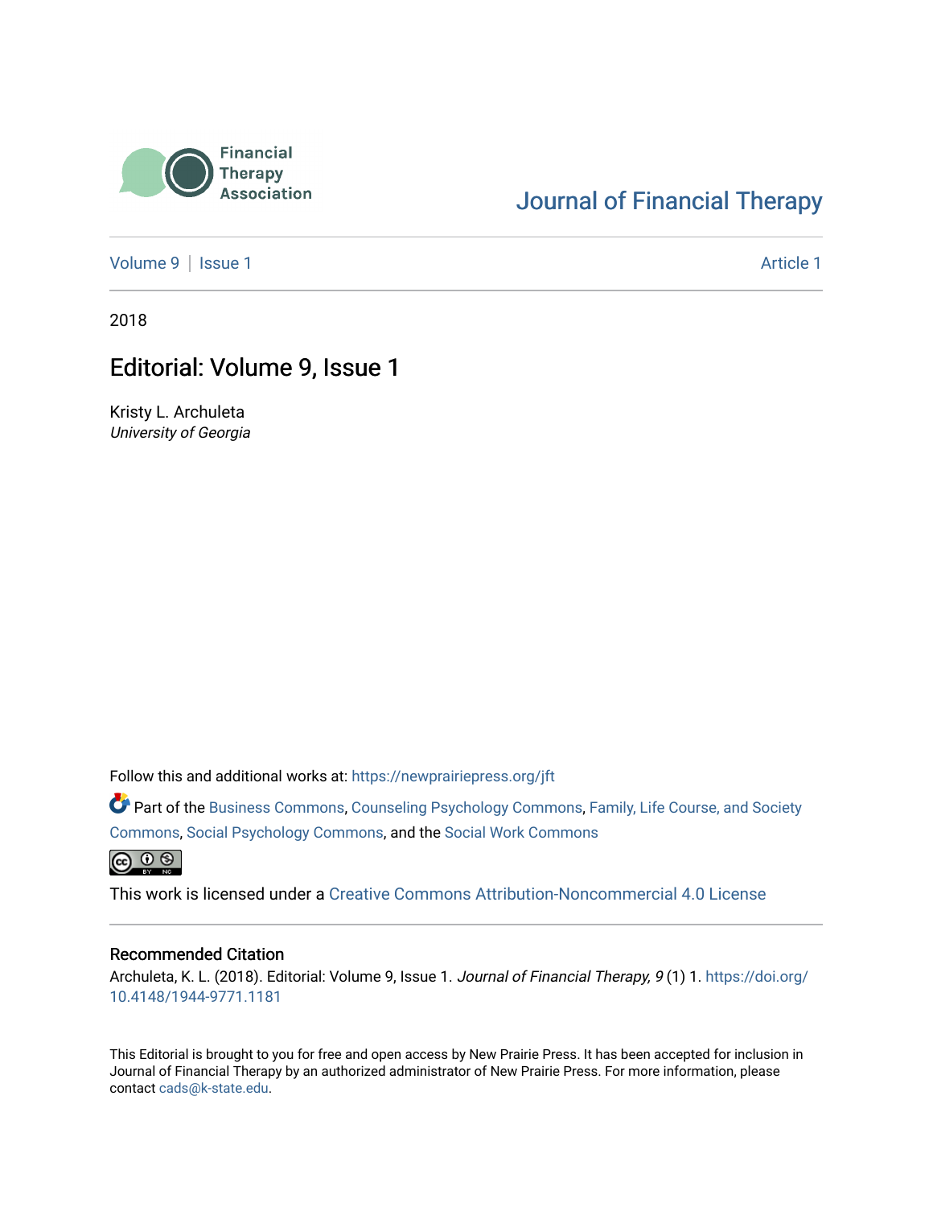Financial Therapy Association

Journal of Financial Therapy

Volume 9 | Issue 1 Article 1

2018

# Editorial: Volume 9, Issue 1

Kristy L. Archuleta
*University of Georgia*

Follow this and additional works at: https://newprairiepress.org/jft

Part of the Business Commons, Counseling Psychology Commons, Family, Life Course, and Society Commons, Social Psychology Commons, and the Social Work Commons

This work is licensed under a Creative Commons Attribution-Noncommercial 4.0 License

## Recommended Citation

Archuleta, K. L. (2018). Editorial: Volume 9, Issue 1. *Journal of Financial Therapy, 9* (1) 1. https://doi.org/10.4148/1944-9771.1181

This Editorial is brought to you for free and open access by New Prairie Press. It has been accepted for inclusion in Journal of Financial Therapy by an authorized administrator of New Prairie Press. For more information, please contact cads@k-state.edu.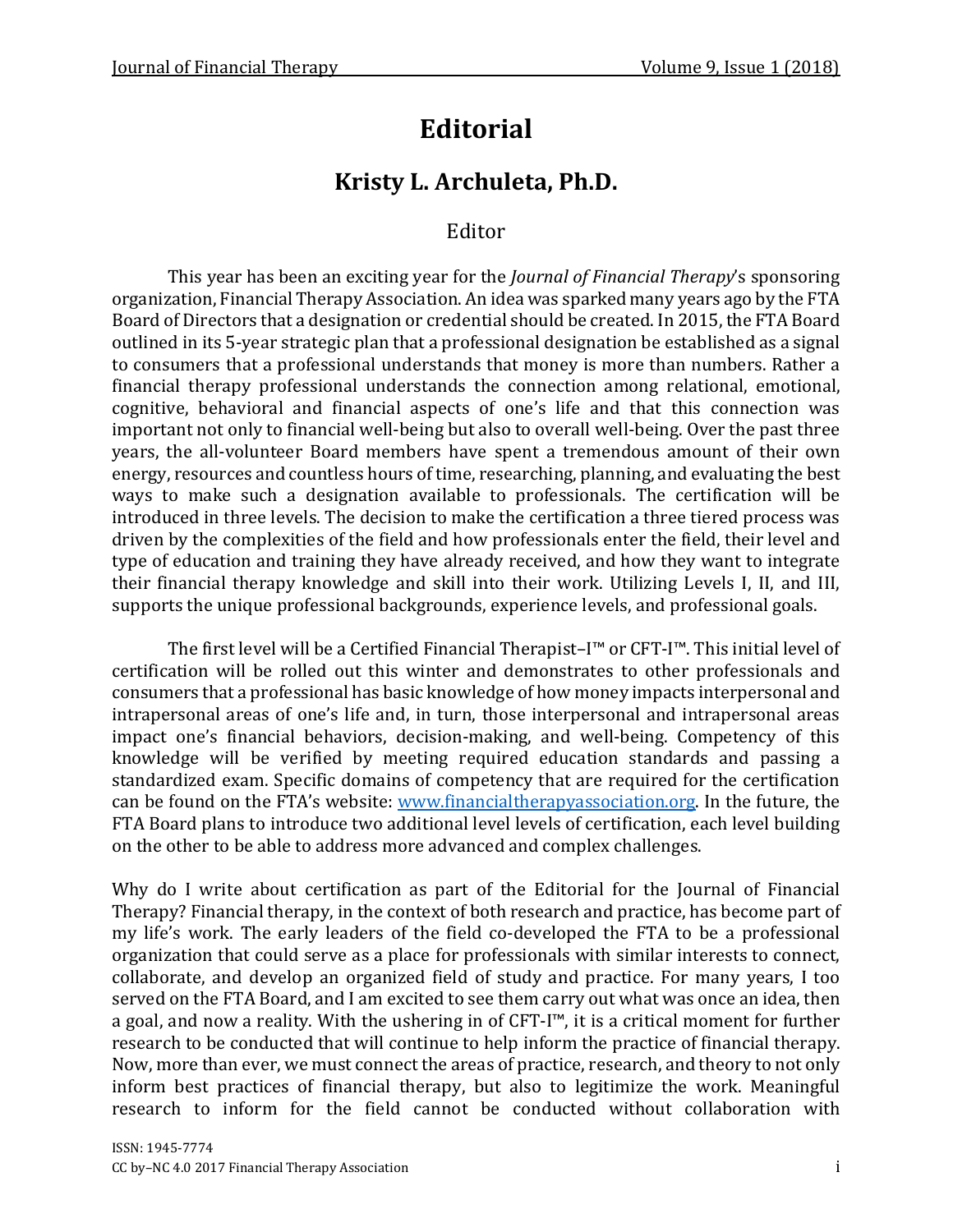# Editorial

## Kristy L. Archuleta, Ph.D.

Editor

This year has been an exciting year for the *Journal of Financial Therapy*'s sponsoring organization, Financial Therapy Association. An idea was sparked many years ago by the FTA Board of Directors that a designation or credential should be created. In 2015, the FTA Board outlined in its 5-year strategic plan that a professional designation be established as a signal to consumers that a professional understands that money is more than numbers. Rather a financial therapy professional understands the connection among relational, emotional, cognitive, behavioral and financial aspects of one's life and that this connection was important not only to financial well-being but also to overall well-being. Over the past three years, the all-volunteer Board members have spent a tremendous amount of their own energy, resources and countless hours of time, researching, planning, and evaluating the best ways to make such a designation available to professionals. The certification will be introduced in three levels. The decision to make the certification a three tiered process was driven by the complexities of the field and how professionals enter the field, their level and type of education and training they have already received, and how they want to integrate their financial therapy knowledge and skill into their work. Utilizing Levels I, II, and III, supports the unique professional backgrounds, experience levels, and professional goals.

The first level will be a Certified Financial Therapist–I™ or CFT-I™. This initial level of certification will be rolled out this winter and demonstrates to other professionals and consumers that a professional has basic knowledge of how money impacts interpersonal and intrapersonal areas of one's life and, in turn, those interpersonal and intrapersonal areas impact one's financial behaviors, decision-making, and well-being. Competency of this knowledge will be verified by meeting required education standards and passing a standardized exam. Specific domains of competency that are required for the certification can be found on the FTA's website: [www.financialtherapyassociation.org](http://www.financialtherapyassociation.org). In the future, the FTA Board plans to introduce two additional level levels of certification, each level building on the other to be able to address more advanced and complex challenges.

Why do I write about certification as part of the Editorial for the Journal of Financial Therapy? Financial therapy, in the context of both research and practice, has become part of my life's work. The early leaders of the field co-developed the FTA to be a professional organization that could serve as a place for professionals with similar interests to connect, collaborate, and develop an organized field of study and practice. For many years, I too served on the FTA Board, and I am excited to see them carry out what was once an idea, then a goal, and now a reality. With the ushering in of CFT-I™, it is a critical moment for further research to be conducted that will continue to help inform the practice of financial therapy. Now, more than ever, we must connect the areas of practice, research, and theory to not only inform best practices of financial therapy, but also to legitimize the work. Meaningful research to inform for the field cannot be conducted without collaboration with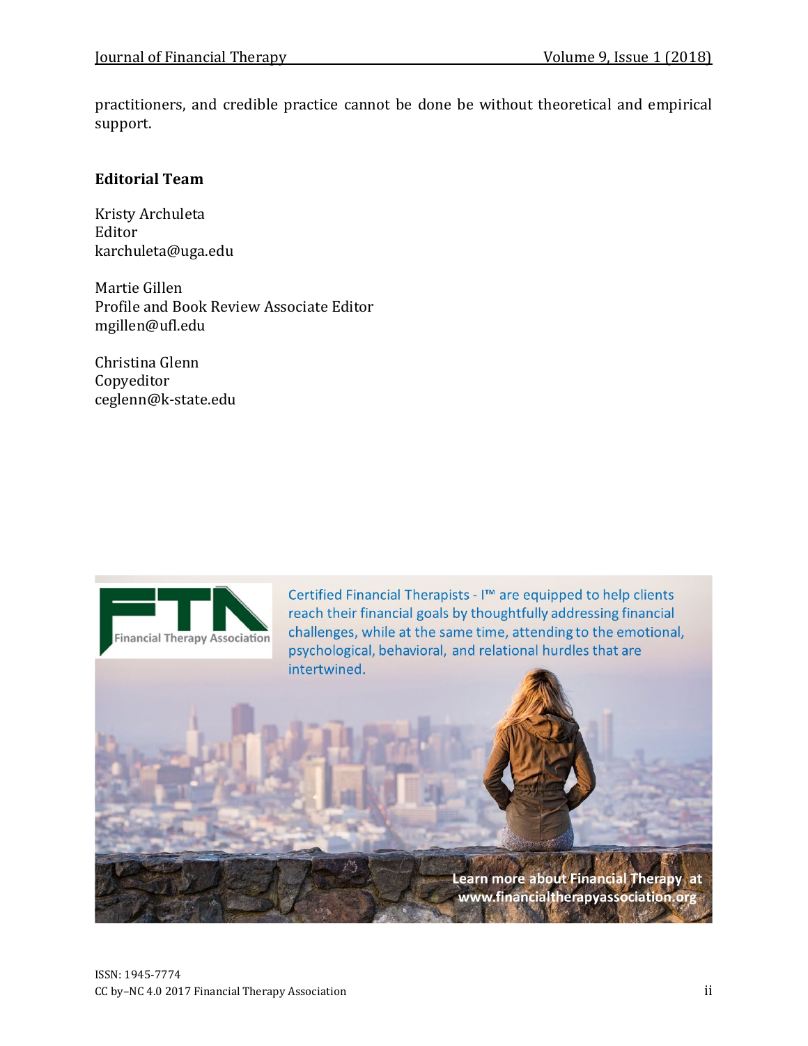practitioners, and credible practice cannot be done be without theoretical and empirical support.

**Editorial Team**

Kristy Archuleta
Editor
karchuleta@uga.edu

Martie Gillen
Profile and Book Review Associate Editor
mgillen@ufl.edu

Christina Glenn
Copyeditor
ceglenn@k-state.edu

Financial Therapy Association

Certified Financial Therapists - I™ are equipped to help clients reach their financial goals by thoughtfully addressing financial challenges, while at the same time, attending to the emotional, psychological, behavioral, and relational hurdles that are intertwined.

Learn more about Financial Therapy at www.financialtherapyassociation.org

ISSN: 1945-7774
CC by–NC 4.0 2017 Financial Therapy Association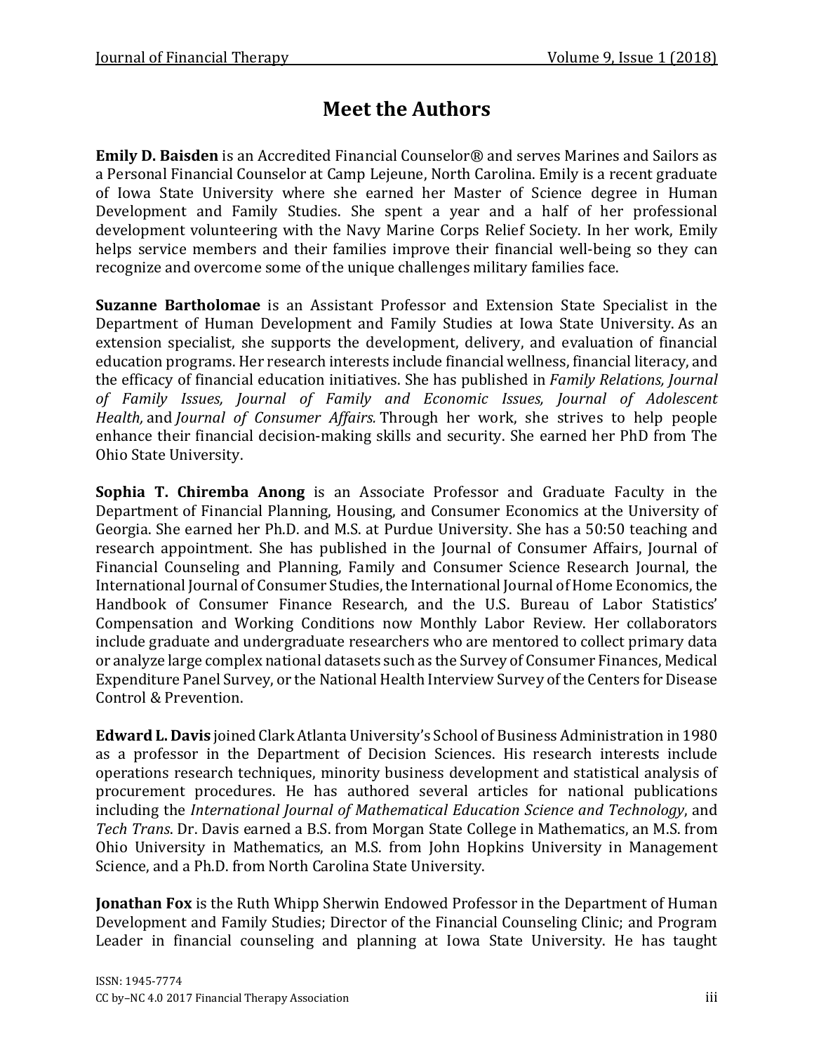# Meet the Authors

**Emily D. Baisden** is an Accredited Financial Counselor® and serves Marines and Sailors as a Personal Financial Counselor at Camp Lejeune, North Carolina. Emily is a recent graduate of Iowa State University where she earned her Master of Science degree in Human Development and Family Studies. She spent a year and a half of her professional development volunteering with the Navy Marine Corps Relief Society. In her work, Emily helps service members and their families improve their financial well-being so they can recognize and overcome some of the unique challenges military families face.

**Suzanne Bartholomae** is an Assistant Professor and Extension State Specialist in the Department of Human Development and Family Studies at Iowa State University. As an extension specialist, she supports the development, delivery, and evaluation of financial education programs. Her research interests include financial wellness, financial literacy, and the efficacy of financial education initiatives. She has published in *Family Relations, Journal of Family Issues, Journal of Family and Economic Issues, Journal of Adolescent Health,* and *Journal of Consumer Affairs.* Through her work, she strives to help people enhance their financial decision-making skills and security. She earned her PhD from The Ohio State University.

**Sophia T. Chiremba Anong** is an Associate Professor and Graduate Faculty in the Department of Financial Planning, Housing, and Consumer Economics at the University of Georgia. She earned her Ph.D. and M.S. at Purdue University. She has a 50:50 teaching and research appointment. She has published in the Journal of Consumer Affairs, Journal of Financial Counseling and Planning, Family and Consumer Science Research Journal, the International Journal of Consumer Studies, the International Journal of Home Economics, the Handbook of Consumer Finance Research, and the U.S. Bureau of Labor Statistics' Compensation and Working Conditions now Monthly Labor Review. Her collaborators include graduate and undergraduate researchers who are mentored to collect primary data or analyze large complex national datasets such as the Survey of Consumer Finances, Medical Expenditure Panel Survey, or the National Health Interview Survey of the Centers for Disease Control & Prevention.

**Edward L. Davis** joined Clark Atlanta University's School of Business Administration in 1980 as a professor in the Department of Decision Sciences. His research interests include operations research techniques, minority business development and statistical analysis of procurement procedures. He has authored several articles for national publications including the *International Journal of Mathematical Education Science and Technology*, and *Tech Trans*. Dr. Davis earned a B.S. from Morgan State College in Mathematics, an M.S. from Ohio University in Mathematics, an M.S. from John Hopkins University in Management Science, and a Ph.D. from North Carolina State University.

**Jonathan Fox** is the Ruth Whipp Sherwin Endowed Professor in the Department of Human Development and Family Studies; Director of the Financial Counseling Clinic; and Program Leader in financial counseling and planning at Iowa State University. He has taught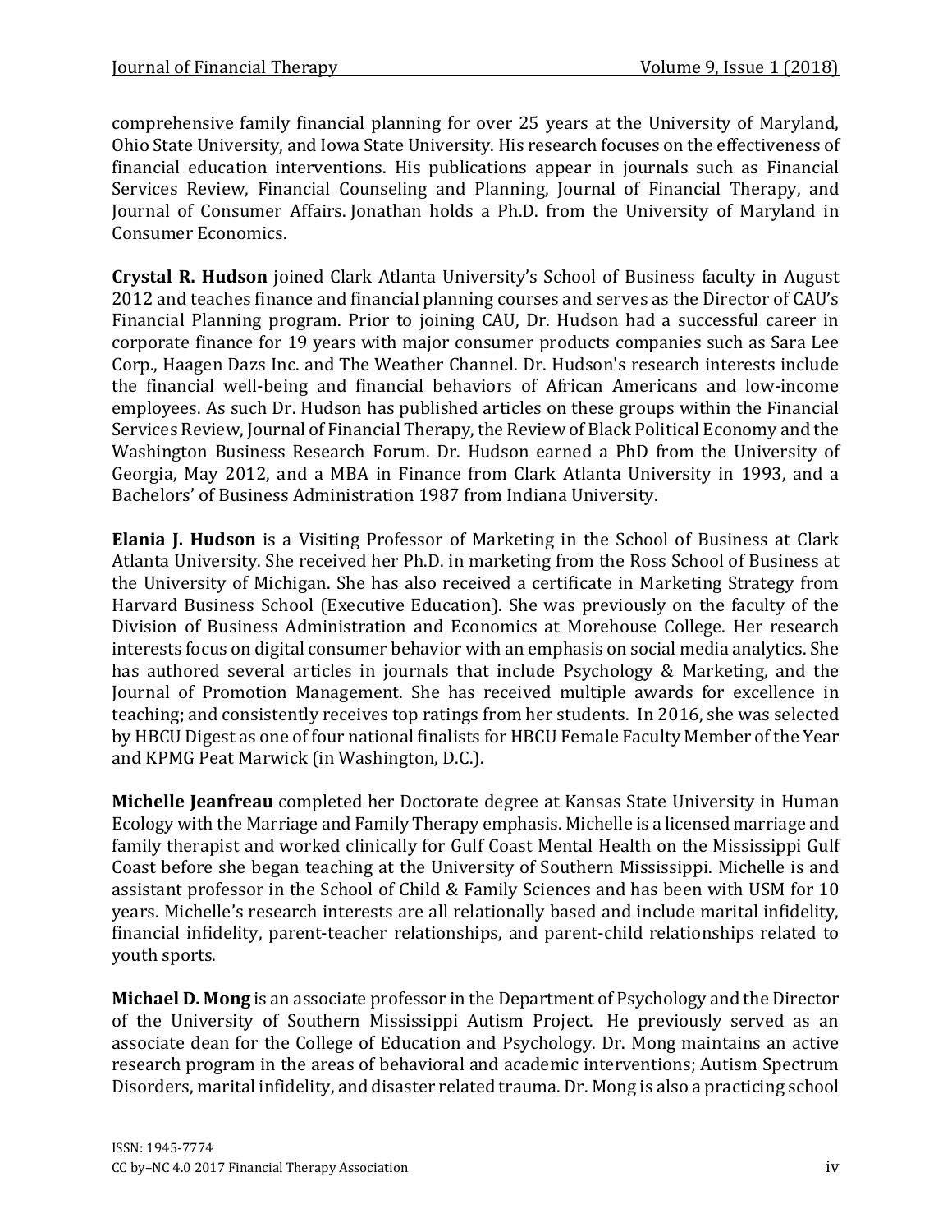comprehensive family financial planning for over 25 years at the University of Maryland, Ohio State University, and Iowa State University. His research focuses on the effectiveness of financial education interventions. His publications appear in journals such as Financial Services Review, Financial Counseling and Planning, Journal of Financial Therapy, and Journal of Consumer Affairs. Jonathan holds a Ph.D. from the University of Maryland in Consumer Economics.

**Crystal R. Hudson** joined Clark Atlanta University's School of Business faculty in August 2012 and teaches finance and financial planning courses and serves as the Director of CAU's Financial Planning program. Prior to joining CAU, Dr. Hudson had a successful career in corporate finance for 19 years with major consumer products companies such as Sara Lee Corp., Haagen Dazs Inc. and The Weather Channel. Dr. Hudson's research interests include the financial well-being and financial behaviors of African Americans and low-income employees. As such Dr. Hudson has published articles on these groups within the Financial Services Review, Journal of Financial Therapy, the Review of Black Political Economy and the Washington Business Research Forum. Dr. Hudson earned a PhD from the University of Georgia, May 2012, and a MBA in Finance from Clark Atlanta University in 1993, and a Bachelors' of Business Administration 1987 from Indiana University.

**Elania J. Hudson** is a Visiting Professor of Marketing in the School of Business at Clark Atlanta University. She received her Ph.D. in marketing from the Ross School of Business at the University of Michigan. She has also received a certificate in Marketing Strategy from Harvard Business School (Executive Education). She was previously on the faculty of the Division of Business Administration and Economics at Morehouse College. Her research interests focus on digital consumer behavior with an emphasis on social media analytics. She has authored several articles in journals that include Psychology & Marketing, and the Journal of Promotion Management. She has received multiple awards for excellence in teaching; and consistently receives top ratings from her students. In 2016, she was selected by HBCU Digest as one of four national finalists for HBCU Female Faculty Member of the Year and KPMG Peat Marwick (in Washington, D.C.).

**Michelle Jeanfreau** completed her Doctorate degree at Kansas State University in Human Ecology with the Marriage and Family Therapy emphasis. Michelle is a licensed marriage and family therapist and worked clinically for Gulf Coast Mental Health on the Mississippi Gulf Coast before she began teaching at the University of Southern Mississippi. Michelle is and assistant professor in the School of Child & Family Sciences and has been with USM for 10 years. Michelle's research interests are all relationally based and include marital infidelity, financial infidelity, parent-teacher relationships, and parent-child relationships related to youth sports.

**Michael D. Mong** is an associate professor in the Department of Psychology and the Director of the University of Southern Mississippi Autism Project. He previously served as an associate dean for the College of Education and Psychology. Dr. Mong maintains an active research program in the areas of behavioral and academic interventions; Autism Spectrum Disorders, marital infidelity, and disaster related trauma. Dr. Mong is also a practicing school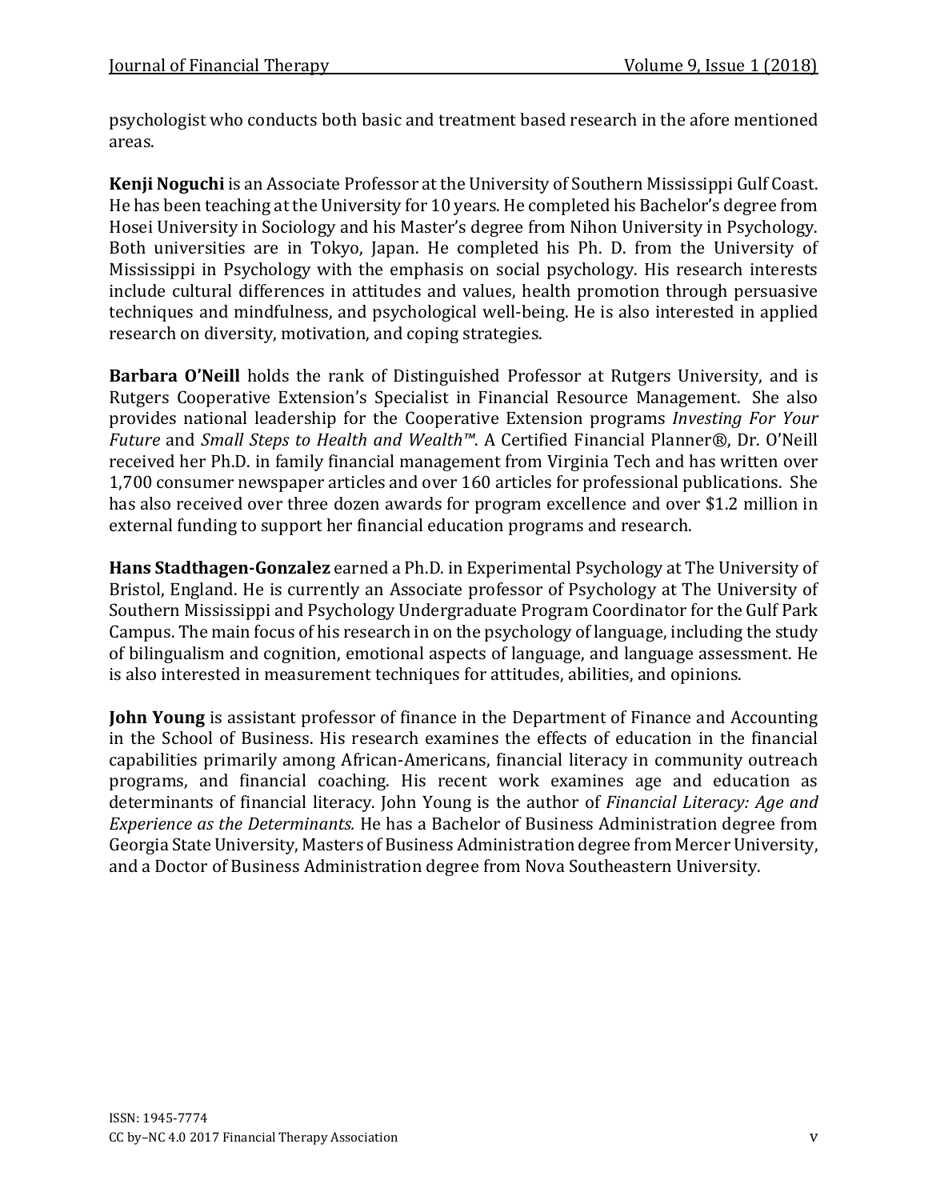psychologist who conducts both basic and treatment based research in the afore mentioned areas.

**Kenji Noguchi** is an Associate Professor at the University of Southern Mississippi Gulf Coast. He has been teaching at the University for 10 years. He completed his Bachelor's degree from Hosei University in Sociology and his Master's degree from Nihon University in Psychology. Both universities are in Tokyo, Japan. He completed his Ph. D. from the University of Mississippi in Psychology with the emphasis on social psychology. His research interests include cultural differences in attitudes and values, health promotion through persuasive techniques and mindfulness, and psychological well-being. He is also interested in applied research on diversity, motivation, and coping strategies.

**Barbara O'Neill** holds the rank of Distinguished Professor at Rutgers University, and is Rutgers Cooperative Extension's Specialist in Financial Resource Management. She also provides national leadership for the Cooperative Extension programs *Investing For Your Future* and *Small Steps to Health and Wealth™*. A Certified Financial Planner®, Dr. O'Neill received her Ph.D. in family financial management from Virginia Tech and has written over 1,700 consumer newspaper articles and over 160 articles for professional publications. She has also received over three dozen awards for program excellence and over $1.2 million in external funding to support her financial education programs and research.

**Hans Stadthagen-Gonzalez** earned a Ph.D. in Experimental Psychology at The University of Bristol, England. He is currently an Associate professor of Psychology at The University of Southern Mississippi and Psychology Undergraduate Program Coordinator for the Gulf Park Campus. The main focus of his research in on the psychology of language, including the study of bilingualism and cognition, emotional aspects of language, and language assessment. He is also interested in measurement techniques for attitudes, abilities, and opinions.

**John Young** is assistant professor of finance in the Department of Finance and Accounting in the School of Business. His research examines the effects of education in the financial capabilities primarily among African-Americans, financial literacy in community outreach programs, and financial coaching. His recent work examines age and education as determinants of financial literacy. John Young is the author of *Financial Literacy: Age and Experience as the Determinants.* He has a Bachelor of Business Administration degree from Georgia State University, Masters of Business Administration degree from Mercer University, and a Doctor of Business Administration degree from Nova Southeastern University.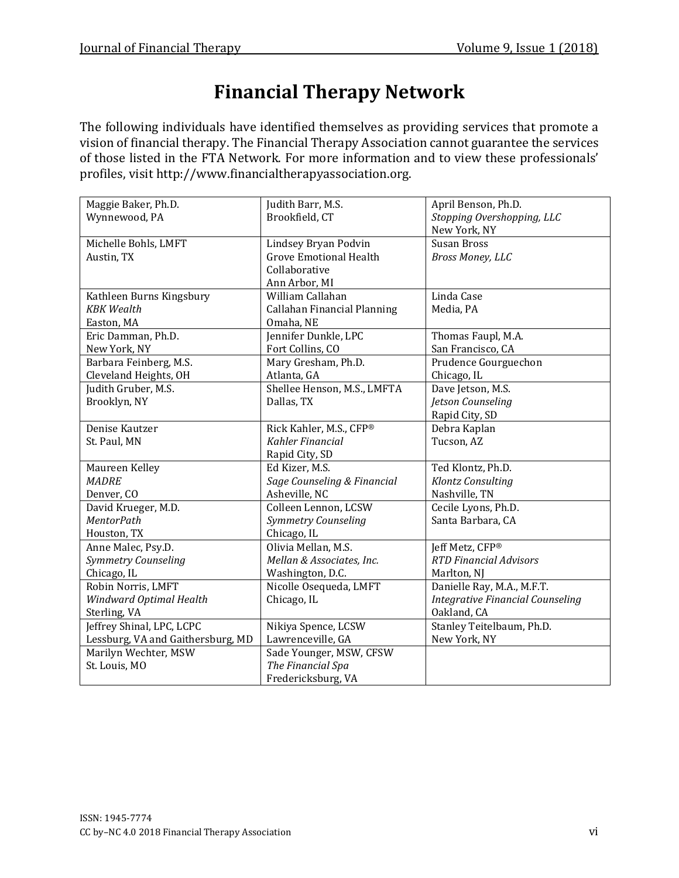# Financial Therapy Network

The following individuals have identified themselves as providing services that promote a vision of financial therapy. The Financial Therapy Association cannot guarantee the services of those listed in the FTA Network. For more information and to view these professionals' profiles, visit http://www.financialtherapyassociation.org.

| | | |
|---|---|---|
| Maggie Baker, Ph.D.<br>Wynnewood, PA | Judith Barr, M.S.<br>Brookfield, CT | April Benson, Ph.D.<br>*Stopping Overshopping, LLC*<br>New York, NY |
| Michelle Bohls, LMFT<br>Austin, TX | Lindsey Bryan Podvin<br>Grove Emotional Health Collaborative<br>Ann Arbor, MI | Susan Bross<br>*Bross Money, LLC* |
| Kathleen Burns Kingsbury<br>*KBK Wealth*<br>Easton, MA | William Callahan<br>Callahan Financial Planning<br>Omaha, NE | Linda Case<br>Media, PA |
| Eric Damman, Ph.D.<br>New York, NY | Jennifer Dunkle, LPC<br>Fort Collins, CO | Thomas Faupl, M.A.<br>San Francisco, CA |
| Barbara Feinberg, M.S.<br>Cleveland Heights, OH | Mary Gresham, Ph.D.<br>Atlanta, GA | Prudence Gourguechon<br>Chicago, IL |
| Judith Gruber, M.S.<br>Brooklyn, NY | Shellee Henson, M.S., LMFTA<br>Dallas, TX | Dave Jetson, M.S.<br>*Jetson Counseling*<br>Rapid City, SD |
| Denise Kautzer<br>St. Paul, MN | Rick Kahler, M.S., CFP®<br>*Kahler Financial*<br>Rapid City, SD | Debra Kaplan<br>Tucson, AZ |
| Maureen Kelley<br>*MADRE*<br>Denver, CO | Ed Kizer, M.S.<br>*Sage Counseling & Financial*<br>Asheville, NC | Ted Klontz, Ph.D.<br>*Klontz Consulting*<br>Nashville, TN |
| David Krueger, M.D.<br>*MentorPath*<br>Houston, TX | Colleen Lennon, LCSW<br>*Symmetry Counseling*<br>Chicago, IL | Cecile Lyons, Ph.D.<br>Santa Barbara, CA |
| Anne Malec, Psy.D.<br>*Symmetry Counseling*<br>Chicago, IL | Olivia Mellan, M.S.<br>*Mellan & Associates, Inc.*<br>Washington, D.C. | Jeff Metz, CFP®<br>*RTD Financial Advisors*<br>Marlton, NJ |
| Robin Norris, LMFT<br>*Windward Optimal Health*<br>Sterling, VA | Nicolle Osequeda, LMFT<br>Chicago, IL | Danielle Ray, M.A., M.F.T.<br>*Integrative Financial Counseling*<br>Oakland, CA |
| Jeffrey Shinal, LPC, LCPC<br>Lessburg, VA and Gaithersburg, MD | Nikiya Spence, LCSW<br>Lawrenceville, GA | Stanley Teitelbaum, Ph.D.<br>New York, NY |
| Marilyn Wechter, MSW<br>St. Louis, MO | Sade Younger, MSW, CFSW<br>*The Financial Spa*<br>Fredericksburg, VA | |

ISSN: 1945-7774
CC by–NC 4.0 2018 Financial Therapy Association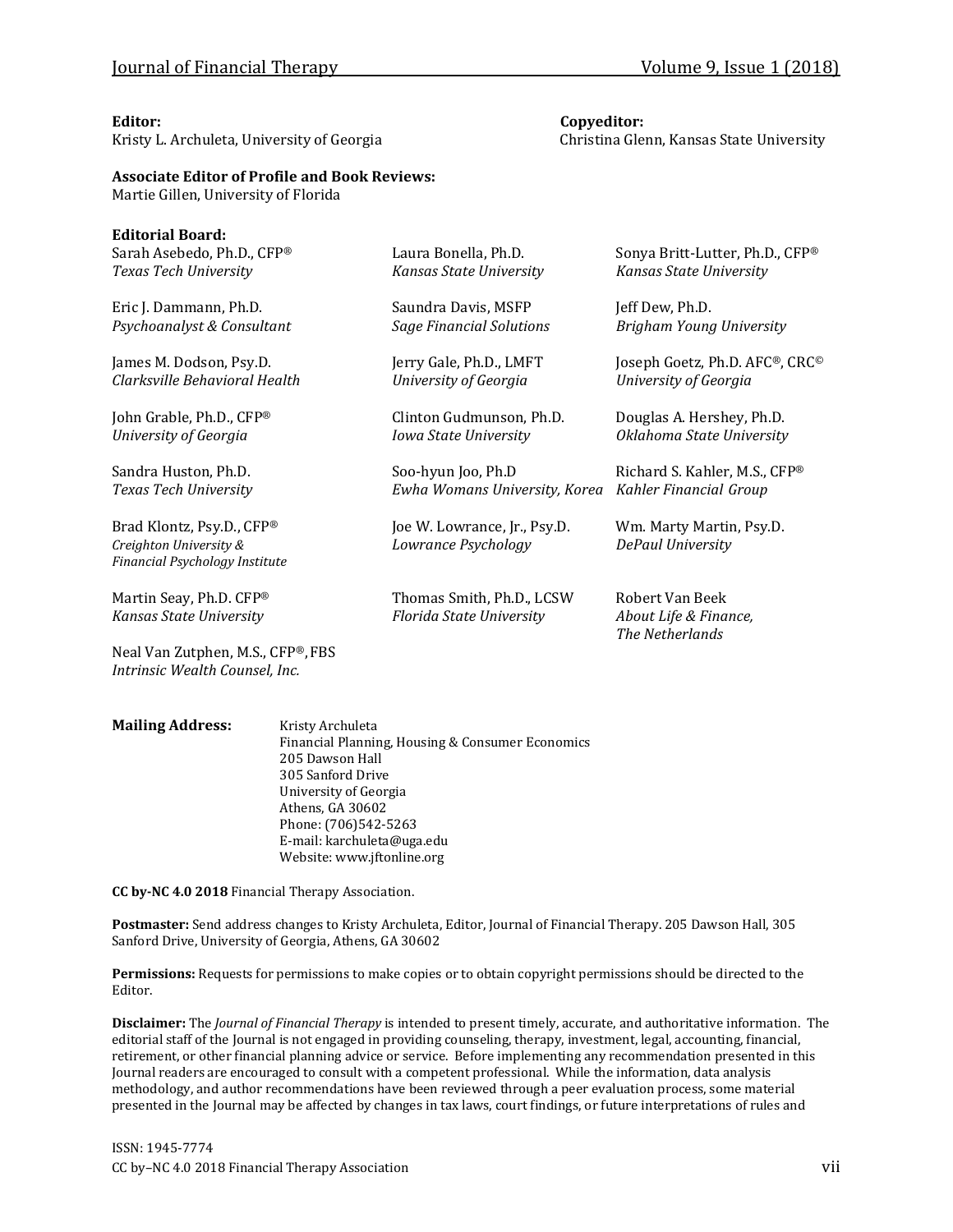**Editor:**
Kristy L. Archuleta, University of Georgia

**Copyeditor:**
Christina Glenn, Kansas State University

**Associate Editor of Profile and Book Reviews:**
Martie Gillen, University of Florida

**Editorial Board:**

Sarah Asebedo, Ph.D., CFP®
*Texas Tech University*

Laura Bonella, Ph.D.
*Kansas State University*

Sonya Britt-Lutter, Ph.D., CFP®
*Kansas State University*

Eric J. Dammann, Ph.D.
*Psychoanalyst & Consultant*

Saundra Davis, MSFP
*Sage Financial Solutions*

Jeff Dew, Ph.D.
*Brigham Young University*

James M. Dodson, Psy.D.
*Clarksville Behavioral Health*

Jerry Gale, Ph.D., LMFT
*University of Georgia*

Joseph Goetz, Ph.D. AFC®, CRC©
*University of Georgia*

John Grable, Ph.D., CFP®
*University of Georgia*

Clinton Gudmunson, Ph.D.
*Iowa State University*

Douglas A. Hershey, Ph.D.
*Oklahoma State University*

Sandra Huston, Ph.D.
*Texas Tech University*

Soo-hyun Joo, Ph.D
*Ewha Womans University, Korea*

Richard S. Kahler, M.S., CFP®
*Kahler Financial Group*

Brad Klontz, Psy.D., CFP®
*Creighton University & Financial Psychology Institute*

Joe W. Lowrance, Jr., Psy.D.
*Lowrance Psychology*

Wm. Marty Martin, Psy.D.
*DePaul University*

Martin Seay, Ph.D. CFP®
*Kansas State University*

Thomas Smith, Ph.D., LCSW
*Florida State University*

Robert Van Beek
*About Life & Finance, The Netherlands*

Neal Van Zutphen, M.S., CFP®, FBS
*Intrinsic Wealth Counsel, Inc.*

**Mailing Address:**
Kristy Archuleta
Financial Planning, Housing & Consumer Economics
205 Dawson Hall
305 Sanford Drive
University of Georgia
Athens, GA 30602
Phone: (706)542-5263
E-mail: karchuleta@uga.edu
Website: www.jftonline.org

**CC by-NC 4.0 2018** Financial Therapy Association.

**Postmaster:** Send address changes to Kristy Archuleta, Editor, Journal of Financial Therapy. 205 Dawson Hall, 305 Sanford Drive, University of Georgia, Athens, GA 30602

**Permissions:** Requests for permissions to make copies or to obtain copyright permissions should be directed to the Editor.

**Disclaimer:** The *Journal of Financial Therapy* is intended to present timely, accurate, and authoritative information. The editorial staff of the Journal is not engaged in providing counseling, therapy, investment, legal, accounting, financial, retirement, or other financial planning advice or service. Before implementing any recommendation presented in this Journal readers are encouraged to consult with a competent professional. While the information, data analysis methodology, and author recommendations have been reviewed through a peer evaluation process, some material presented in the Journal may be affected by changes in tax laws, court findings, or future interpretations of rules and

ISSN: 1945-7774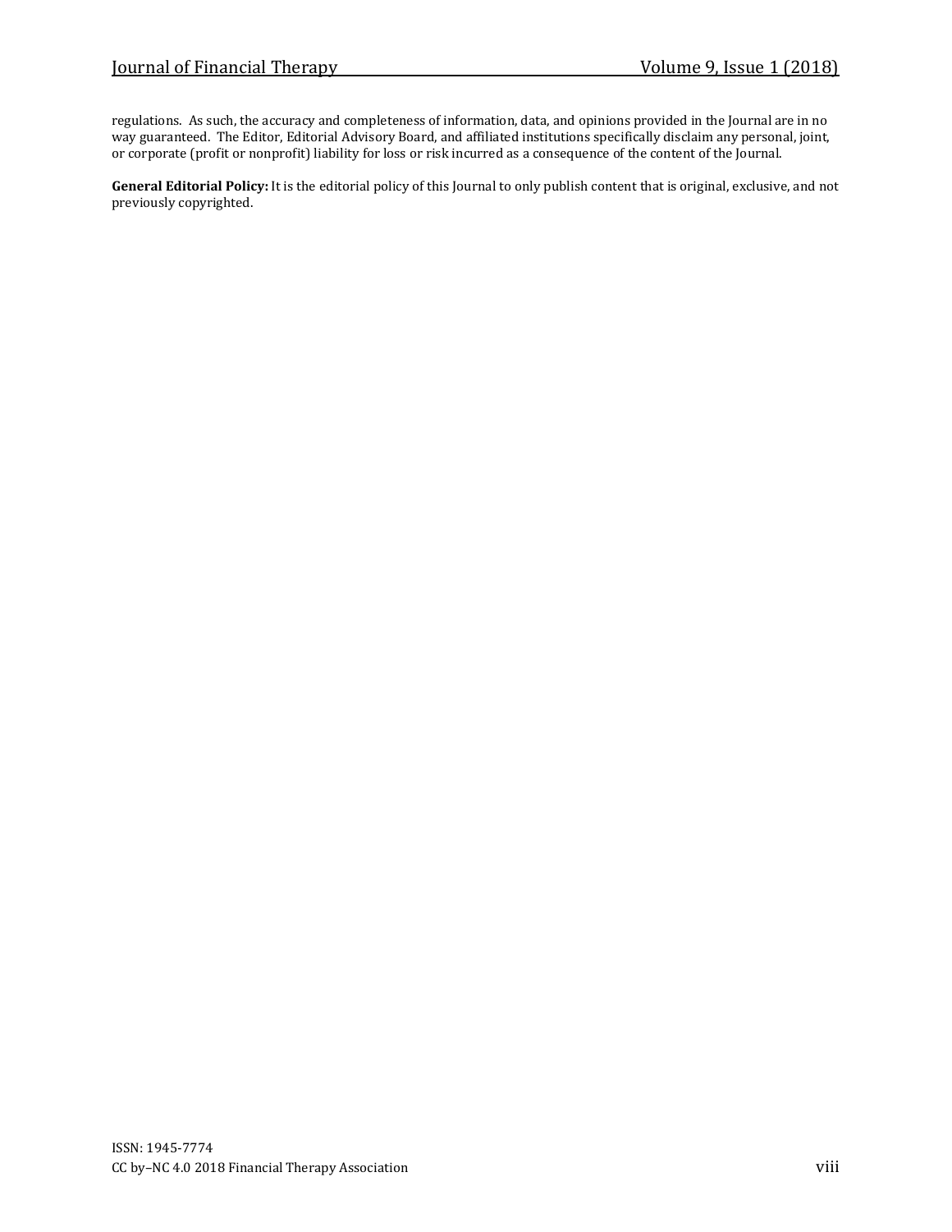regulations. As such, the accuracy and completeness of information, data, and opinions provided in the Journal are in no way guaranteed. The Editor, Editorial Advisory Board, and affiliated institutions specifically disclaim any personal, joint, or corporate (profit or nonprofit) liability for loss or risk incurred as a consequence of the content of the Journal.

**General Editorial Policy:** It is the editorial policy of this Journal to only publish content that is original, exclusive, and not previously copyrighted.